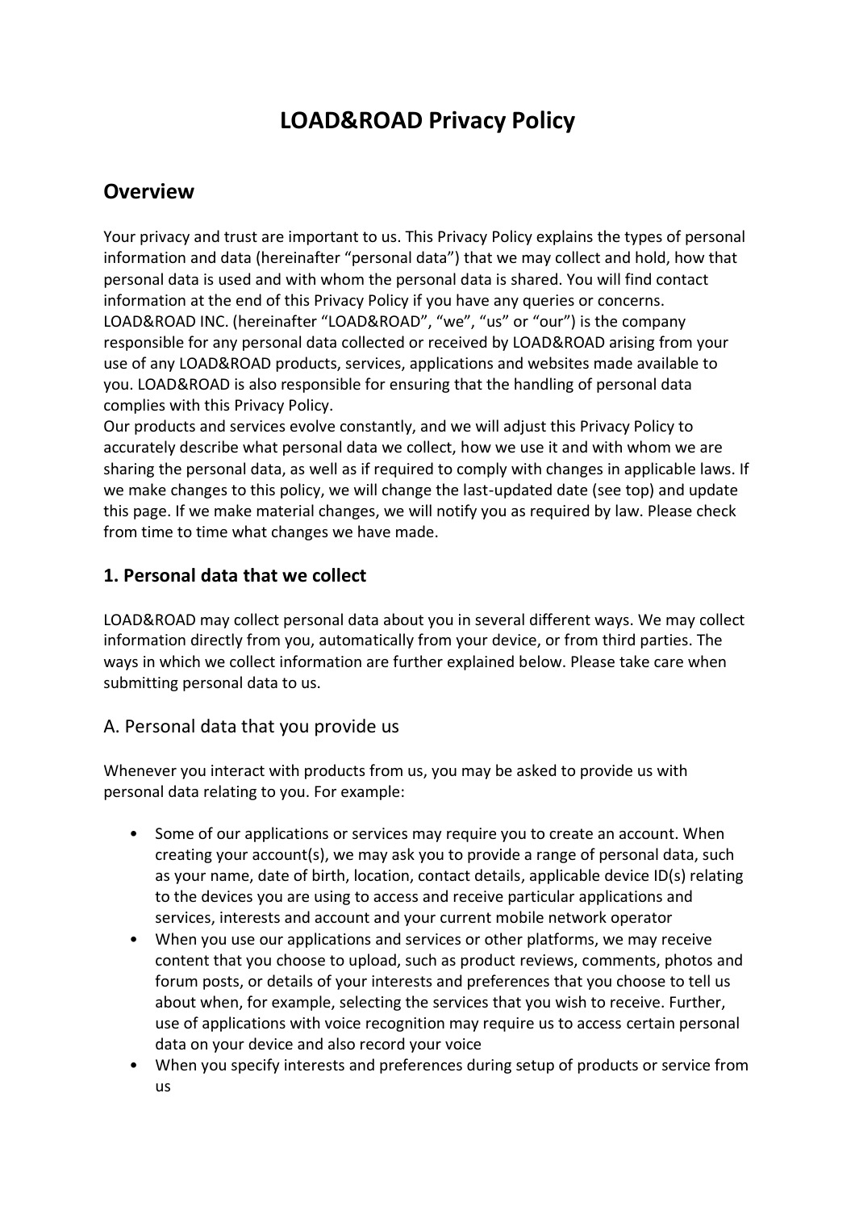# LOAD&ROAD Privacy Policy

## Overview

Your privacy and trust are important to us. This Privacy Policy explains the types of personal information and data (hereinafter "personal data") that we may collect and hold, how that personal data is used and with whom the personal data is shared. You will find contact information at the end of this Privacy Policy if you have any queries or concerns.
LOAD&ROAD INC. (hereinafter "LOAD&ROAD", "we", "us" or "our") is the company responsible for any personal data collected or received by LOAD&ROAD arising from your use of any LOAD&ROAD products, services, applications and websites made available to you. LOAD&ROAD is also responsible for ensuring that the handling of personal data complies with this Privacy Policy.
Our products and services evolve constantly, and we will adjust this Privacy Policy to accurately describe what personal data we collect, how we use it and with whom we are sharing the personal data, as well as if required to comply with changes in applicable laws. If we make changes to this policy, we will change the last-updated date (see top) and update this page. If we make material changes, we will notify you as required by law. Please check from time to time what changes we have made.

### 1. Personal data that we collect

LOAD&ROAD may collect personal data about you in several different ways. We may collect information directly from you, automatically from your device, or from third parties. The ways in which we collect information are further explained below. Please take care when submitting personal data to us.

### A. Personal data that you provide us

Whenever you interact with products from us, you may be asked to provide us with personal data relating to you. For example:

- Some of our applications or services may require you to create an account. When creating your account(s), we may ask you to provide a range of personal data, such as your name, date of birth, location, contact details, applicable device ID(s) relating to the devices you are using to access and receive particular applications and services, interests and account and your current mobile network operator
- When you use our applications and services or other platforms, we may receive content that you choose to upload, such as product reviews, comments, photos and forum posts, or details of your interests and preferences that you choose to tell us about when, for example, selecting the services that you wish to receive. Further, use of applications with voice recognition may require us to access certain personal data on your device and also record your voice
- When you specify interests and preferences during setup of products or service from us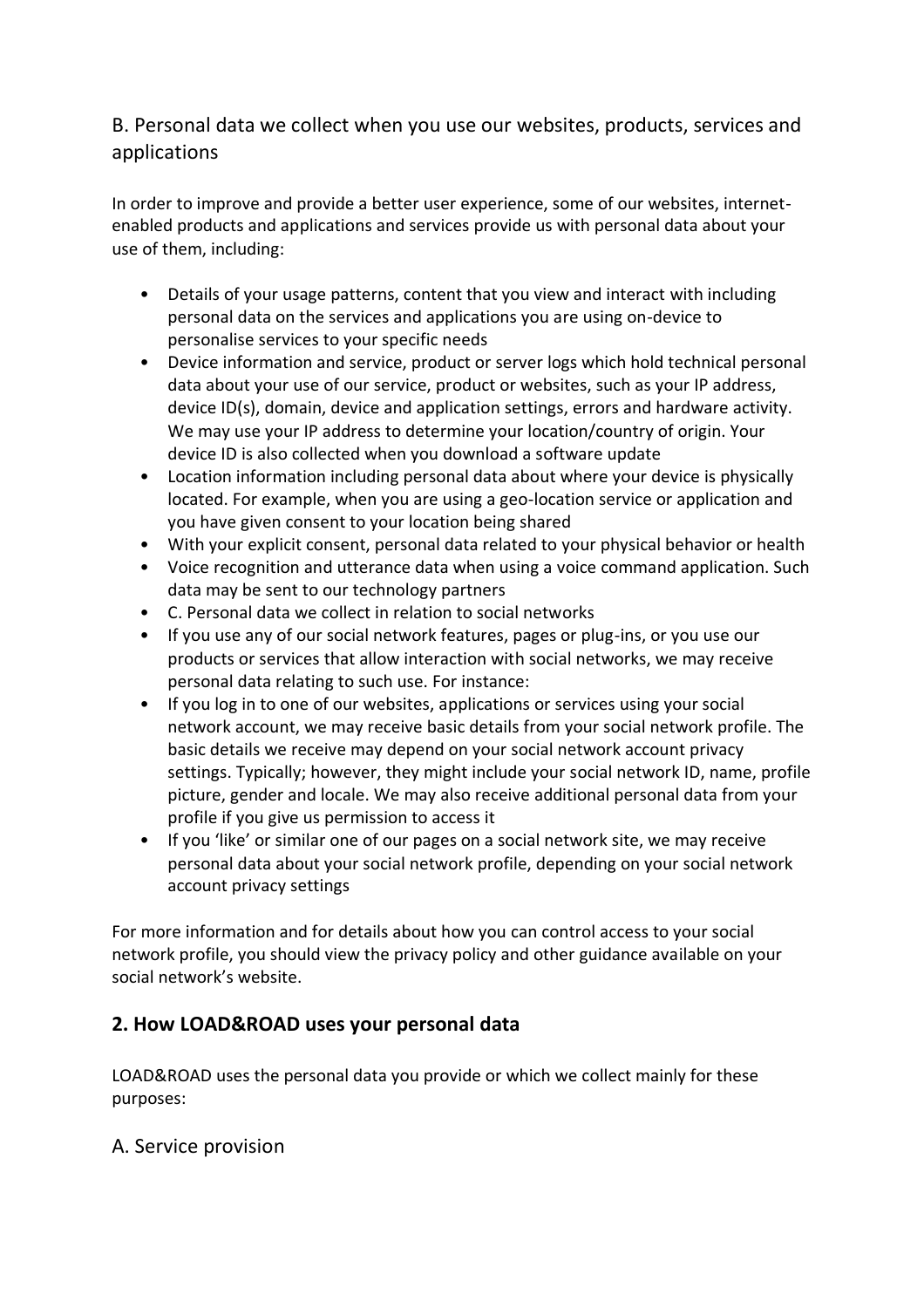### B. Personal data we collect when you use our websites, products, services and applications

In order to improve and provide a better user experience, some of our websites, internet-enabled products and applications and services provide us with personal data about your use of them, including:

- Details of your usage patterns, content that you view and interact with including personal data on the services and applications you are using on-device to personalise services to your specific needs
- Device information and service, product or server logs which hold technical personal data about your use of our service, product or websites, such as your IP address, device ID(s), domain, device and application settings, errors and hardware activity. We may use your IP address to determine your location/country of origin. Your device ID is also collected when you download a software update
- Location information including personal data about where your device is physically located. For example, when you are using a geo-location service or application and you have given consent to your location being shared
- With your explicit consent, personal data related to your physical behavior or health
- Voice recognition and utterance data when using a voice command application. Such data may be sent to our technology partners
- C. Personal data we collect in relation to social networks
- If you use any of our social network features, pages or plug-ins, or you use our products or services that allow interaction with social networks, we may receive personal data relating to such use. For instance:
- If you log in to one of our websites, applications or services using your social network account, we may receive basic details from your social network profile. The basic details we receive may depend on your social network account privacy settings. Typically; however, they might include your social network ID, name, profile picture, gender and locale. We may also receive additional personal data from your profile if you give us permission to access it
- If you 'like' or similar one of our pages on a social network site, we may receive personal data about your social network profile, depending on your social network account privacy settings

For more information and for details about how you can control access to your social network profile, you should view the privacy policy and other guidance available on your social network's website.

## 2. How LOAD&ROAD uses your personal data

LOAD&ROAD uses the personal data you provide or which we collect mainly for these purposes:

### A. Service provision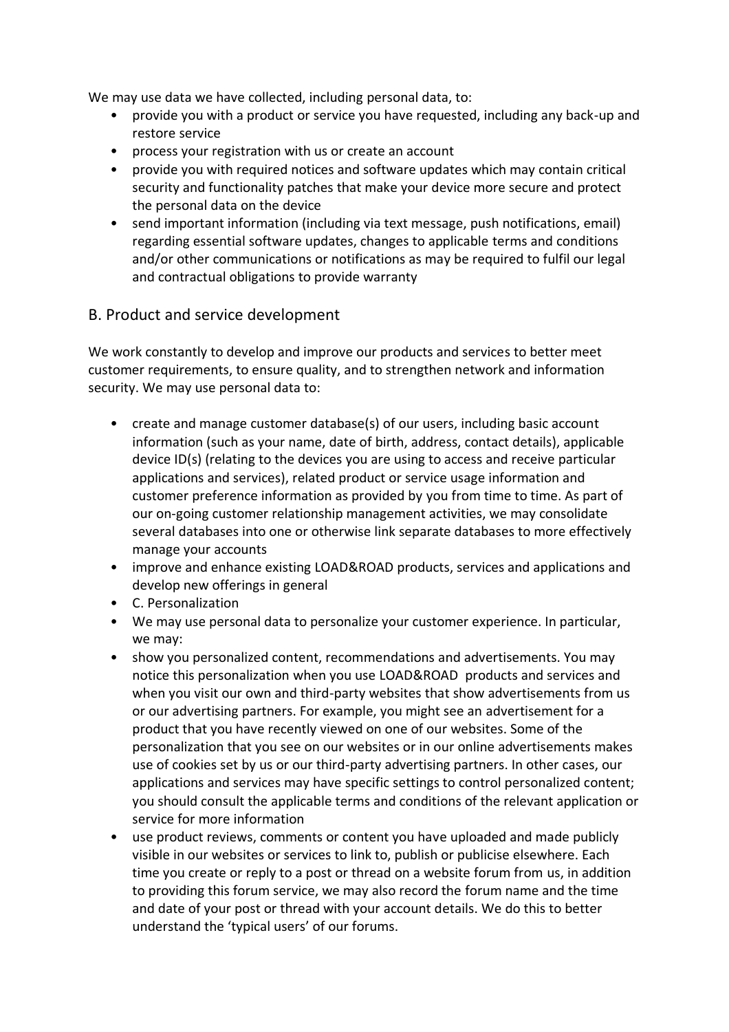We may use data we have collected, including personal data, to:

- provide you with a product or service you have requested, including any back-up and restore service
- process your registration with us or create an account
- provide you with required notices and software updates which may contain critical security and functionality patches that make your device more secure and protect the personal data on the device
- send important information (including via text message, push notifications, email) regarding essential software updates, changes to applicable terms and conditions and/or other communications or notifications as may be required to fulfil our legal and contractual obligations to provide warranty

## B. Product and service development

We work constantly to develop and improve our products and services to better meet customer requirements, to ensure quality, and to strengthen network and information security. We may use personal data to:

- create and manage customer database(s) of our users, including basic account information (such as your name, date of birth, address, contact details), applicable device ID(s) (relating to the devices you are using to access and receive particular applications and services), related product or service usage information and customer preference information as provided by you from time to time. As part of our on-going customer relationship management activities, we may consolidate several databases into one or otherwise link separate databases to more effectively manage your accounts
- improve and enhance existing LOAD&ROAD products, services and applications and develop new offerings in general
- C. Personalization
- We may use personal data to personalize your customer experience. In particular, we may:
- show you personalized content, recommendations and advertisements. You may notice this personalization when you use LOAD&ROAD products and services and when you visit our own and third-party websites that show advertisements from us or our advertising partners. For example, you might see an advertisement for a product that you have recently viewed on one of our websites. Some of the personalization that you see on our websites or in our online advertisements makes use of cookies set by us or our third-party advertising partners. In other cases, our applications and services may have specific settings to control personalized content; you should consult the applicable terms and conditions of the relevant application or service for more information
- use product reviews, comments or content you have uploaded and made publicly visible in our websites or services to link to, publish or publicise elsewhere. Each time you create or reply to a post or thread on a website forum from us, in addition to providing this forum service, we may also record the forum name and the time and date of your post or thread with your account details. We do this to better understand the 'typical users' of our forums.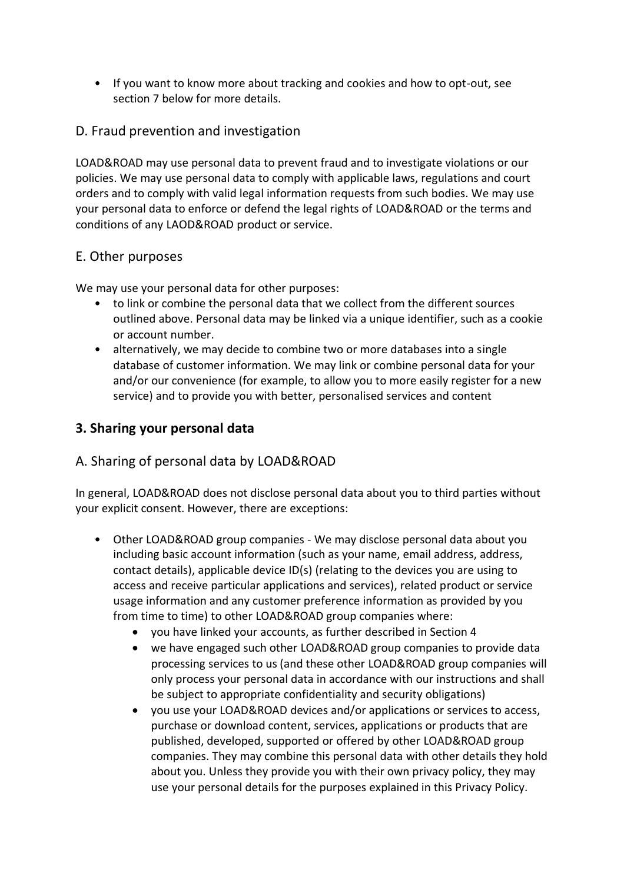- If you want to know more about tracking and cookies and how to opt-out, see section 7 below for more details.

### D. Fraud prevention and investigation

LOAD&ROAD may use personal data to prevent fraud and to investigate violations or our policies. We may use personal data to comply with applicable laws, regulations and court orders and to comply with valid legal information requests from such bodies. We may use your personal data to enforce or defend the legal rights of LOAD&ROAD or the terms and conditions of any LAOD&ROAD product or service.

### E. Other purposes

We may use your personal data for other purposes:

- to link or combine the personal data that we collect from the different sources outlined above. Personal data may be linked via a unique identifier, such as a cookie or account number.
- alternatively, we may decide to combine two or more databases into a single database of customer information. We may link or combine personal data for your and/or our convenience (for example, to allow you to more easily register for a new service) and to provide you with better, personalised services and content

## 3. Sharing your personal data

### A. Sharing of personal data by LOAD&ROAD

In general, LOAD&ROAD does not disclose personal data about you to third parties without your explicit consent. However, there are exceptions:

- Other LOAD&ROAD group companies - We may disclose personal data about you including basic account information (such as your name, email address, address, contact details), applicable device ID(s) (relating to the devices you are using to access and receive particular applications and services), related product or service usage information and any customer preference information as provided by you from time to time) to other LOAD&ROAD group companies where:
    - you have linked your accounts, as further described in Section 4
    - we have engaged such other LOAD&ROAD group companies to provide data processing services to us (and these other LOAD&ROAD group companies will only process your personal data in accordance with our instructions and shall be subject to appropriate confidentiality and security obligations)
    - you use your LOAD&ROAD devices and/or applications or services to access, purchase or download content, services, applications or products that are published, developed, supported or offered by other LOAD&ROAD group companies. They may combine this personal data with other details they hold about you. Unless they provide you with their own privacy policy, they may use your personal details for the purposes explained in this Privacy Policy.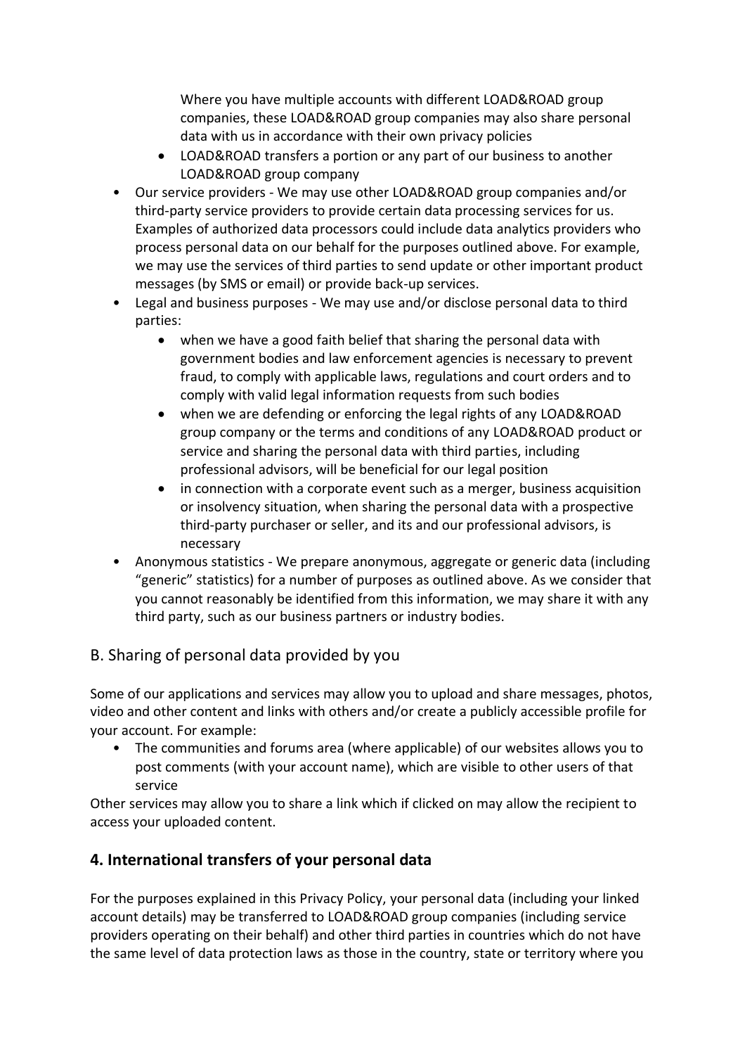Where you have multiple accounts with different LOAD&ROAD group companies, these LOAD&ROAD group companies may also share personal data with us in accordance with their own privacy policies
  - LOAD&ROAD transfers a portion or any part of our business to another LOAD&ROAD group company
- Our service providers - We may use other LOAD&ROAD group companies and/or third-party service providers to provide certain data processing services for us. Examples of authorized data processors could include data analytics providers who process personal data on our behalf for the purposes outlined above. For example, we may use the services of third parties to send update or other important product messages (by SMS or email) or provide back-up services.
- Legal and business purposes - We may use and/or disclose personal data to third parties:
  - when we have a good faith belief that sharing the personal data with government bodies and law enforcement agencies is necessary to prevent fraud, to comply with applicable laws, regulations and court orders and to comply with valid legal information requests from such bodies
  - when we are defending or enforcing the legal rights of any LOAD&ROAD group company or the terms and conditions of any LOAD&ROAD product or service and sharing the personal data with third parties, including professional advisors, will be beneficial for our legal position
  - in connection with a corporate event such as a merger, business acquisition or insolvency situation, when sharing the personal data with a prospective third-party purchaser or seller, and its and our professional advisors, is necessary
- Anonymous statistics - We prepare anonymous, aggregate or generic data (including "generic" statistics) for a number of purposes as outlined above. As we consider that you cannot reasonably be identified from this information, we may share it with any third party, such as our business partners or industry bodies.

### B. Sharing of personal data provided by you

Some of our applications and services may allow you to upload and share messages, photos, video and other content and links with others and/or create a publicly accessible profile for your account. For example:

- The communities and forums area (where applicable) of our websites allows you to post comments (with your account name), which are visible to other users of that service

Other services may allow you to share a link which if clicked on may allow the recipient to access your uploaded content.

## 4. International transfers of your personal data

For the purposes explained in this Privacy Policy, your personal data (including your linked account details) may be transferred to LOAD&ROAD group companies (including service providers operating on their behalf) and other third parties in countries which do not have the same level of data protection laws as those in the country, state or territory where you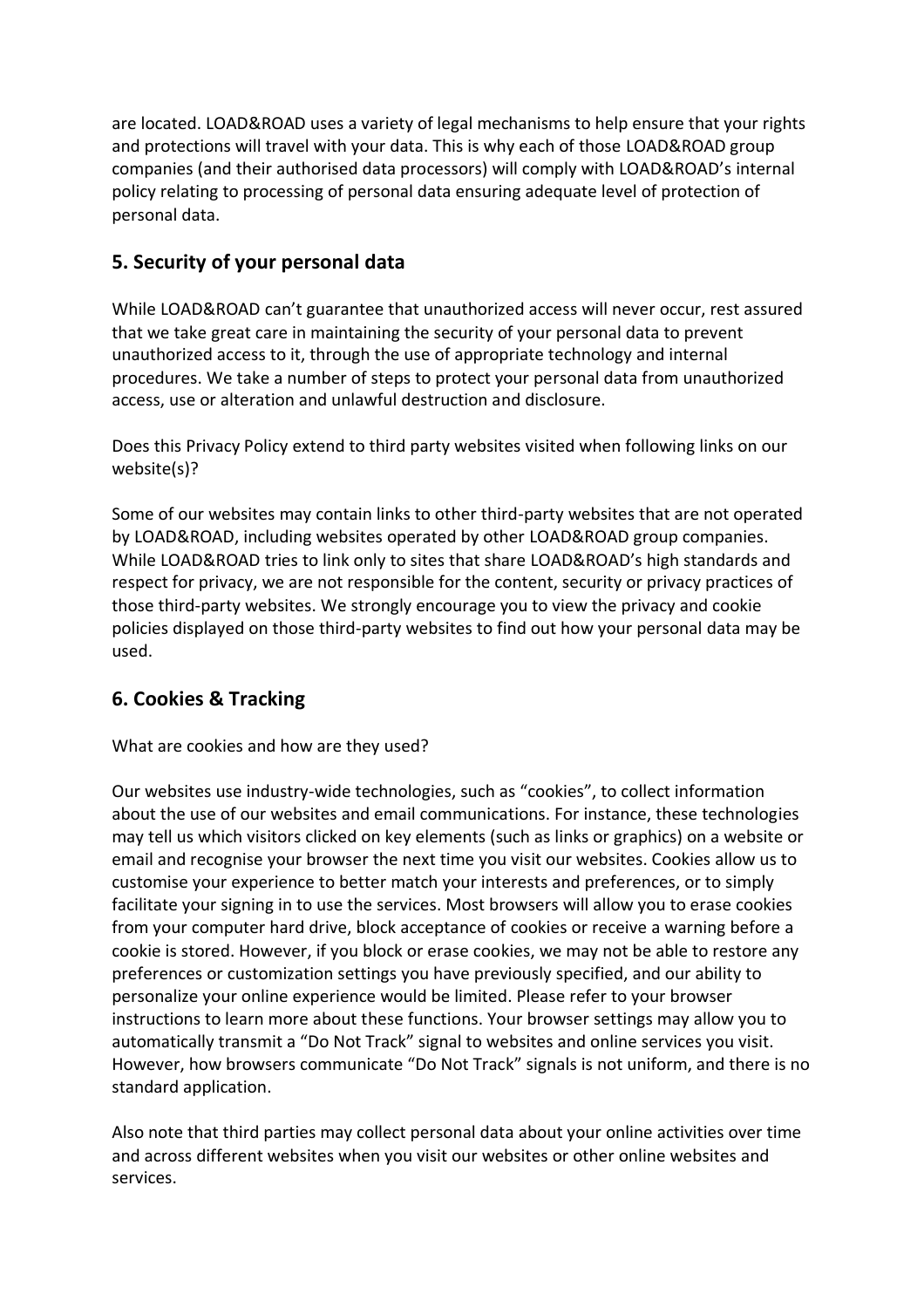are located. LOAD&ROAD uses a variety of legal mechanisms to help ensure that your rights and protections will travel with your data. This is why each of those LOAD&ROAD group companies (and their authorised data processors) will comply with LOAD&ROAD's internal policy relating to processing of personal data ensuring adequate level of protection of personal data.

## 5. Security of your personal data

While LOAD&ROAD can't guarantee that unauthorized access will never occur, rest assured that we take great care in maintaining the security of your personal data to prevent unauthorized access to it, through the use of appropriate technology and internal procedures. We take a number of steps to protect your personal data from unauthorized access, use or alteration and unlawful destruction and disclosure.

Does this Privacy Policy extend to third party websites visited when following links on our website(s)?

Some of our websites may contain links to other third-party websites that are not operated by LOAD&ROAD, including websites operated by other LOAD&ROAD group companies. While LOAD&ROAD tries to link only to sites that share LOAD&ROAD's high standards and respect for privacy, we are not responsible for the content, security or privacy practices of those third-party websites. We strongly encourage you to view the privacy and cookie policies displayed on those third-party websites to find out how your personal data may be used.

## 6. Cookies & Tracking

What are cookies and how are they used?

Our websites use industry-wide technologies, such as "cookies", to collect information about the use of our websites and email communications. For instance, these technologies may tell us which visitors clicked on key elements (such as links or graphics) on a website or email and recognise your browser the next time you visit our websites. Cookies allow us to customise your experience to better match your interests and preferences, or to simply facilitate your signing in to use the services. Most browsers will allow you to erase cookies from your computer hard drive, block acceptance of cookies or receive a warning before a cookie is stored. However, if you block or erase cookies, we may not be able to restore any preferences or customization settings you have previously specified, and our ability to personalize your online experience would be limited. Please refer to your browser instructions to learn more about these functions. Your browser settings may allow you to automatically transmit a "Do Not Track" signal to websites and online services you visit. However, how browsers communicate "Do Not Track" signals is not uniform, and there is no standard application.

Also note that third parties may collect personal data about your online activities over time and across different websites when you visit our websites or other online websites and services.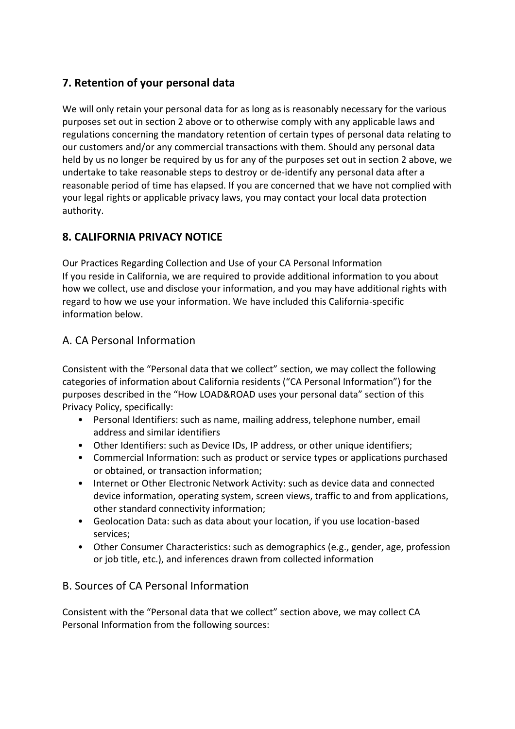## 7. Retention of your personal data

We will only retain your personal data for as long as is reasonably necessary for the various purposes set out in section 2 above or to otherwise comply with any applicable laws and regulations concerning the mandatory retention of certain types of personal data relating to our customers and/or any commercial transactions with them. Should any personal data held by us no longer be required by us for any of the purposes set out in section 2 above, we undertake to take reasonable steps to destroy or de-identify any personal data after a reasonable period of time has elapsed. If you are concerned that we have not complied with your legal rights or applicable privacy laws, you may contact your local data protection authority.

## 8. CALIFORNIA PRIVACY NOTICE

Our Practices Regarding Collection and Use of your CA Personal Information
If you reside in California, we are required to provide additional information to you about how we collect, use and disclose your information, and you may have additional rights with regard to how we use your information. We have included this California-specific information below.

### A. CA Personal Information

Consistent with the "Personal data that we collect" section, we may collect the following categories of information about California residents ("CA Personal Information") for the purposes described in the "How LOAD&ROAD uses your personal data" section of this Privacy Policy, specifically:

- Personal Identifiers: such as name, mailing address, telephone number, email address and similar identifiers
- Other Identifiers: such as Device IDs, IP address, or other unique identifiers;
- Commercial Information: such as product or service types or applications purchased or obtained, or transaction information;
- Internet or Other Electronic Network Activity: such as device data and connected device information, operating system, screen views, traffic to and from applications, other standard connectivity information;
- Geolocation Data: such as data about your location, if you use location-based services;
- Other Consumer Characteristics: such as demographics (e.g., gender, age, profession or job title, etc.), and inferences drawn from collected information

### B. Sources of CA Personal Information

Consistent with the "Personal data that we collect" section above, we may collect CA Personal Information from the following sources: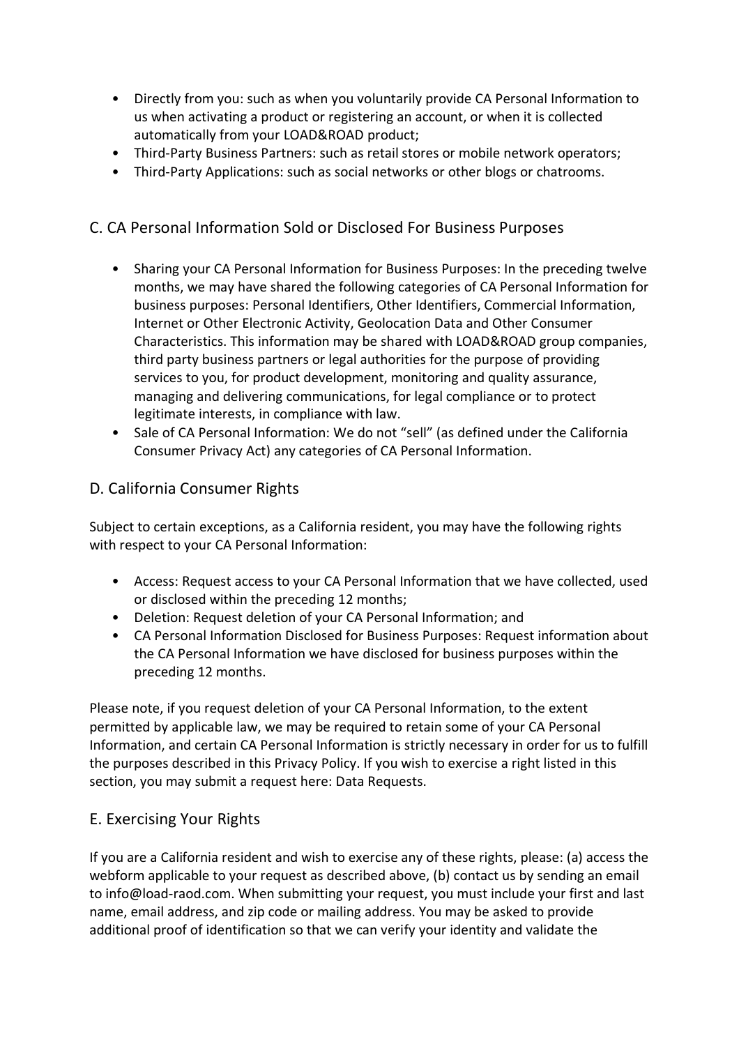- Directly from you: such as when you voluntarily provide CA Personal Information to us when activating a product or registering an account, or when it is collected automatically from your LOAD&ROAD product;
- Third-Party Business Partners: such as retail stores or mobile network operators;
- Third-Party Applications: such as social networks or other blogs or chatrooms.

## C. CA Personal Information Sold or Disclosed For Business Purposes

- Sharing your CA Personal Information for Business Purposes: In the preceding twelve months, we may have shared the following categories of CA Personal Information for business purposes: Personal Identifiers, Other Identifiers, Commercial Information, Internet or Other Electronic Activity, Geolocation Data and Other Consumer Characteristics. This information may be shared with LOAD&ROAD group companies, third party business partners or legal authorities for the purpose of providing services to you, for product development, monitoring and quality assurance, managing and delivering communications, for legal compliance or to protect legitimate interests, in compliance with law.
- Sale of CA Personal Information: We do not "sell" (as defined under the California Consumer Privacy Act) any categories of CA Personal Information.

## D. California Consumer Rights

Subject to certain exceptions, as a California resident, you may have the following rights with respect to your CA Personal Information:

- Access: Request access to your CA Personal Information that we have collected, used or disclosed within the preceding 12 months;
- Deletion: Request deletion of your CA Personal Information; and
- CA Personal Information Disclosed for Business Purposes: Request information about the CA Personal Information we have disclosed for business purposes within the preceding 12 months.

Please note, if you request deletion of your CA Personal Information, to the extent permitted by applicable law, we may be required to retain some of your CA Personal Information, and certain CA Personal Information is strictly necessary in order for us to fulfill the purposes described in this Privacy Policy. If you wish to exercise a right listed in this section, you may submit a request here: Data Requests.

## E. Exercising Your Rights

If you are a California resident and wish to exercise any of these rights, please: (a) access the webform applicable to your request as described above, (b) contact us by sending an email to info@load-raod.com. When submitting your request, you must include your first and last name, email address, and zip code or mailing address. You may be asked to provide additional proof of identification so that we can verify your identity and validate the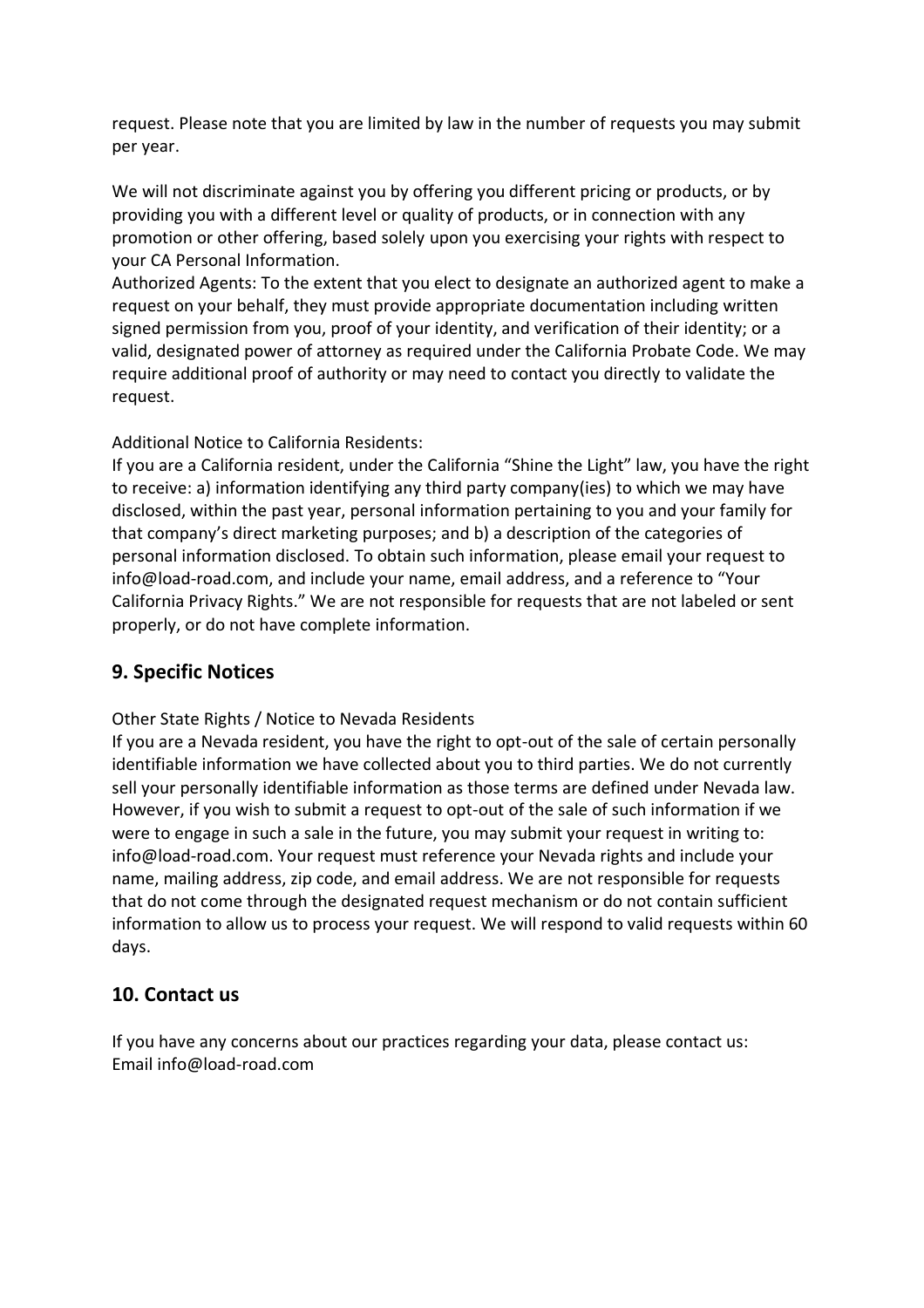request. Please note that you are limited by law in the number of requests you may submit per year.

We will not discriminate against you by offering you different pricing or products, or by providing you with a different level or quality of products, or in connection with any promotion or other offering, based solely upon you exercising your rights with respect to your CA Personal Information.

Authorized Agents: To the extent that you elect to designate an authorized agent to make a request on your behalf, they must provide appropriate documentation including written signed permission from you, proof of your identity, and verification of their identity; or a valid, designated power of attorney as required under the California Probate Code. We may require additional proof of authority or may need to contact you directly to validate the request.

Additional Notice to California Residents:

If you are a California resident, under the California "Shine the Light" law, you have the right to receive: a) information identifying any third party company(ies) to which we may have disclosed, within the past year, personal information pertaining to you and your family for that company's direct marketing purposes; and b) a description of the categories of personal information disclosed. To obtain such information, please email your request to info@load-road.com, and include your name, email address, and a reference to "Your California Privacy Rights." We are not responsible for requests that are not labeled or sent properly, or do not have complete information.

## 9. Specific Notices

Other State Rights / Notice to Nevada Residents

If you are a Nevada resident, you have the right to opt-out of the sale of certain personally identifiable information we have collected about you to third parties. We do not currently sell your personally identifiable information as those terms are defined under Nevada law. However, if you wish to submit a request to opt-out of the sale of such information if we were to engage in such a sale in the future, you may submit your request in writing to: info@load-road.com. Your request must reference your Nevada rights and include your name, mailing address, zip code, and email address. We are not responsible for requests that do not come through the designated request mechanism or do not contain sufficient information to allow us to process your request. We will respond to valid requests within 60 days.

## 10. Contact us

If you have any concerns about our practices regarding your data, please contact us:
Email info@load-road.com